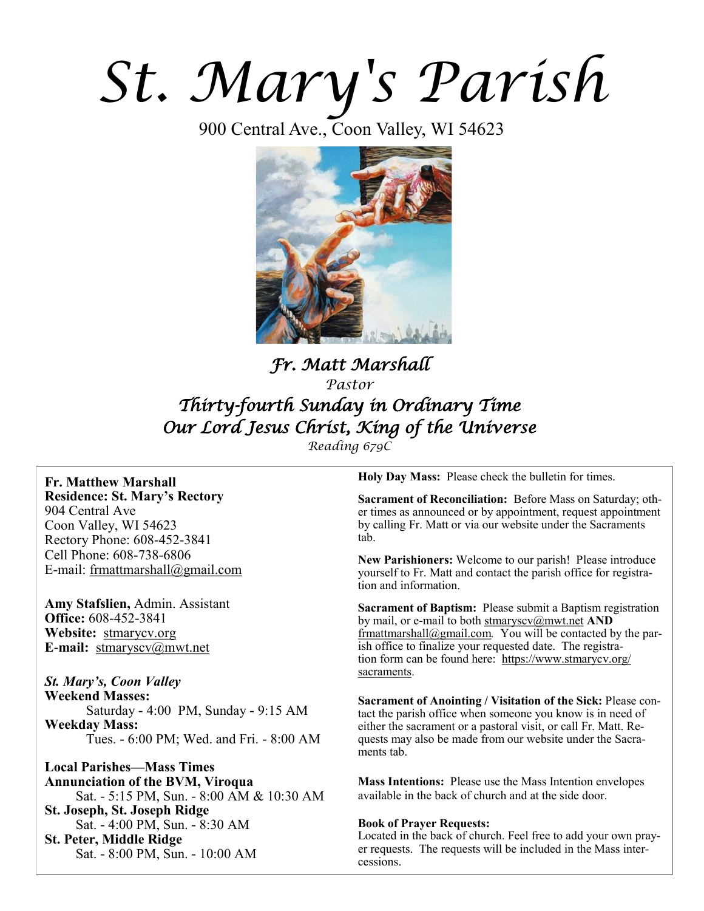# St. Mary's Parish

900 Central Ave., Coon Valley, WI 54623

## *Fr. Matt Marshall*

*Pastor*

## *Thirty-fourth Sunday in Ordinary Time*
## *Our Lord Jesus Christ, King of the Universe*

*Reading 679C*

**Fr. Matthew Marshall**
**Residence: St. Mary's Rectory**
904 Central Ave
Coon Valley, WI 54623
Rectory Phone: 608-452-3841
Cell Phone: 608-738-6806
E-mail: frmattmarshall@gmail.com

**Amy Stafslien,** Admin. Assistant
**Office:** 608-452-3841
**Website:** stmarycv.org
**E-mail:** stmaryscv@mwt.net

***St. Mary's, Coon Valley***
**Weekend Masses:**
Saturday - 4:00 PM, Sunday - 9:15 AM
**Weekday Mass:**
Tues. - 6:00 PM; Wed. and Fri. - 8:00 AM

**Local Parishes—Mass Times**
**Annunciation of the BVM, Viroqua**
Sat. - 5:15 PM, Sun. - 8:00 AM & 10:30 AM
**St. Joseph, St. Joseph Ridge**
Sat. - 4:00 PM, Sun. - 8:30 AM
**St. Peter, Middle Ridge**
Sat. - 8:00 PM, Sun. - 10:00 AM

**Holy Day Mass:** Please check the bulletin for times.

**Sacrament of Reconciliation:** Before Mass on Saturday; other times as announced or by appointment, request appointment by calling Fr. Matt or via our website under the Sacraments tab.

**New Parishioners:** Welcome to our parish! Please introduce yourself to Fr. Matt and contact the parish office for registration and information.

**Sacrament of Baptism:** Please submit a Baptism registration by mail, or e-mail to both stmaryscv@mwt.net **AND** frmattmarshall@gmail.com. You will be contacted by the parish office to finalize your requested date. The registration form can be found here: https://www.stmarycv.org/sacraments.

**Sacrament of Anointing / Visitation of the Sick:** Please contact the parish office when someone you know is in need of either the sacrament or a pastoral visit, or call Fr. Matt. Requests may also be made from our website under the Sacraments tab.

**Mass Intentions:** Please use the Mass Intention envelopes available in the back of church and at the side door.

**Book of Prayer Requests:**
Located in the back of church. Feel free to add your own prayer requests. The requests will be included in the Mass intercessions.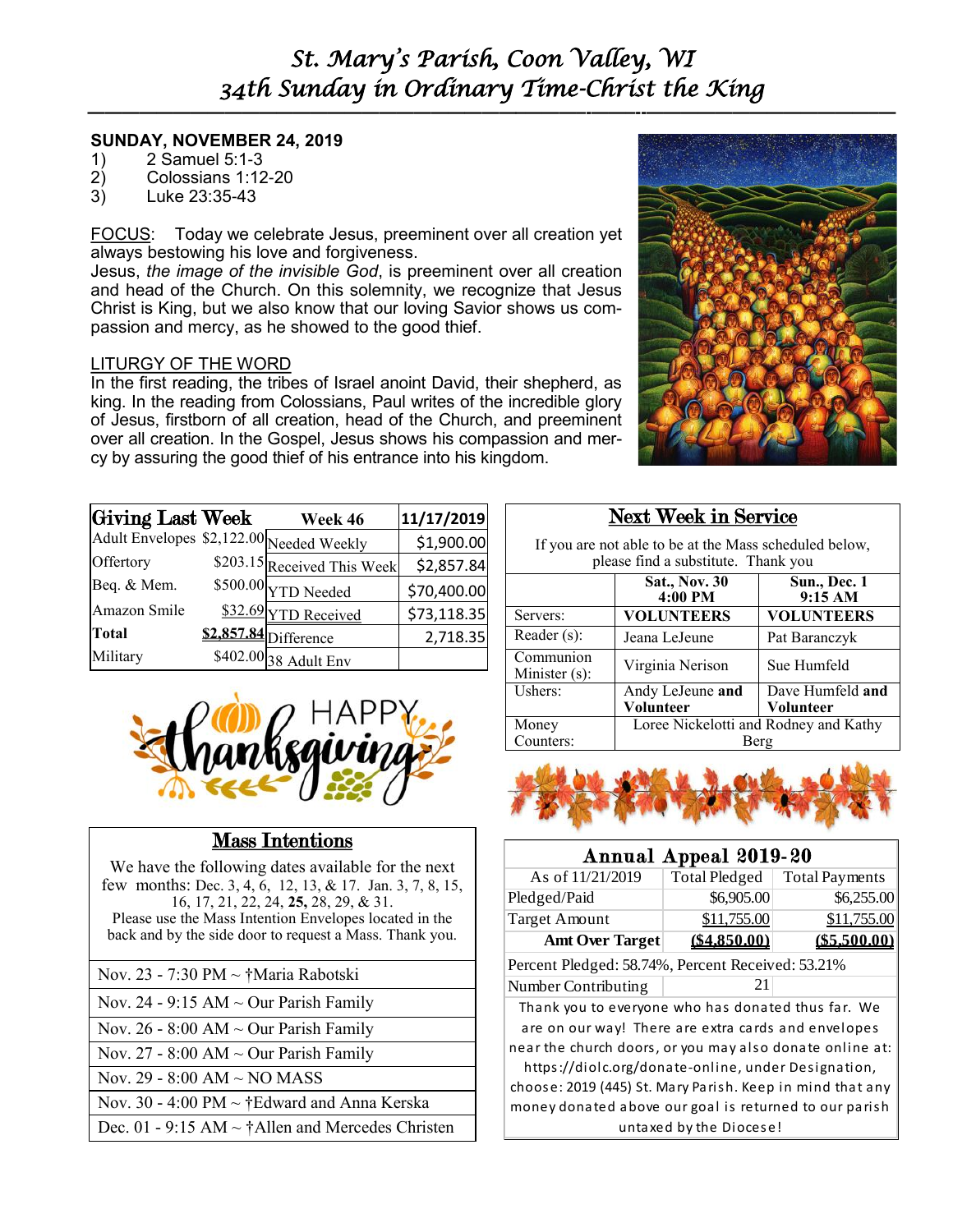# St. Mary's Parish, Coon Valley, WI
## 34th Sunday in Ordinary Time-Christ the King

**SUNDAY, NOVEMBER 24, 2019**

1) 2 Samuel 5:1-3
2) Colossians 1:12-20
3) Luke 23:35-43

FOCUS: Today we celebrate Jesus, preeminent over all creation yet always bestowing his love and forgiveness.
Jesus, *the image of the invisible God*, is preeminent over all creation and head of the Church. On this solemnity, we recognize that Jesus Christ is King, but we also know that our loving Savior shows us compassion and mercy, as he showed to the good thief.

LITURGY OF THE WORD
In the first reading, the tribes of Israel anoint David, their shepherd, as king. In the reading from Colossians, Paul writes of the incredible glory of Jesus, firstborn of all creation, head of the Church, and preeminent over all creation. In the Gospel, Jesus shows his compassion and mercy by assuring the good thief of his entrance into his kingdom.

| Giving Last Week | | Week 46 | 11/17/2019 |
|---|---|---|---|
| Adult Envelopes | $2,122.00 | Needed Weekly | $1,900.00 |
| Offertory | $203.15 | Received This Week | $2,857.84 |
| Beq. & Mem. | $500.00 | YTD Needed | $70,400.00 |
| Amazon Smile | $32.69 | YTD Received | $73,118.35 |
| **Total** | **$2,857.84** | Difference | 2,718.35 |
| Military | $402.00 | 38 Adult Env | |

HAPPY thanksgiving

## Mass Intentions

We have the following dates available for the next few months: Dec. 3, 4, 6, 12, 13, & 17. Jan. 3, 7, 8, 15, 16, 17, 21, 22, 24, **25,** 28, 29, & 31.
Please use the Mass Intention Envelopes located in the back and by the side door to request a Mass. Thank you.

| |
|---|
| Nov. 23 - 7:30 PM ~ †Maria Rabotski |
| Nov. 24 - 9:15 AM ~ Our Parish Family |
| Nov. 26 - 8:00 AM ~ Our Parish Family |
| Nov. 27 - 8:00 AM ~ Our Parish Family |
| Nov. 29 - 8:00 AM ~ NO MASS |
| Nov. 30 - 4:00 PM ~ †Edward and Anna Kerska |
| Dec. 01 - 9:15 AM ~ †Allen and Mercedes Christen |

## Next Week in Service

If you are not able to be at the Mass scheduled below, please find a substitute. Thank you

| | Sat., Nov. 30 4:00 PM | Sun., Dec. 1 9:15 AM |
|---|---|---|
| Servers: | **VOLUNTEERS** | **VOLUNTEERS** |
| Reader (s): | Jeana LeJeune | Pat Baranczyk |
| Communion Minister (s): | Virginia Nerison | Sue Humfeld |
| Ushers: | Andy LeJeune **and Volunteer** | Dave Humfeld **and Volunteer** |
| Money Counters: | Loree Nickelotti and Rodney and Kathy Berg | |

## Annual Appeal 2019-20

| As of 11/21/2019 | Total Pledged | Total Payments |
|---|---|---|
| Pledged/Paid | $6,905.00 | $6,255.00 |
| Target Amount | $11,755.00 | $11,755.00 |
| **Amt Over Target** | **($4,850.00)** | **($5,500.00)** |
| Percent Pledged: 58.74%, Percent Received: 53.21% | | |
| Number Contributing | 21 | |

Thank you to everyone who has donated thus far. We are on our way! There are extra cards and envelopes near the church doors, or you may also donate online at: https://diolc.org/donate-online, under Designation, choose: 2019 (445) St. Mary Parish. Keep in mind that any money donated above our goal is returned to our parish untaxed by the Diocese!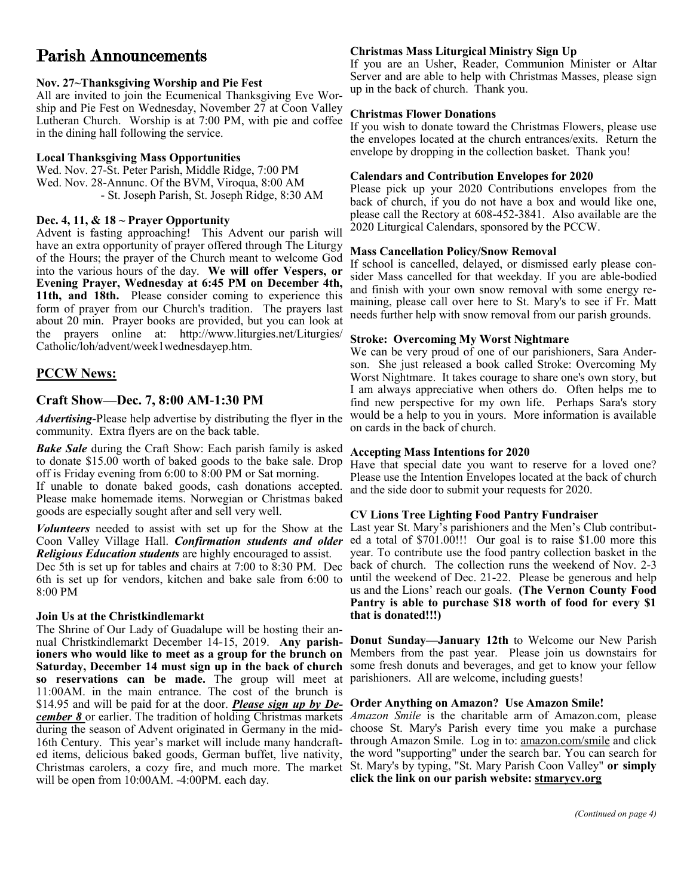# Parish Announcements

**Nov. 27~Thanksgiving Worship and Pie Fest**

All are invited to join the Ecumenical Thanksgiving Eve Worship and Pie Fest on Wednesday, November 27 at Coon Valley Lutheran Church. Worship is at 7:00 PM, with pie and coffee in the dining hall following the service.

**Local Thanksgiving Mass Opportunities**

Wed. Nov. 27-St. Peter Parish, Middle Ridge, 7:00 PM
Wed. Nov. 28-Annunc. Of the BVM, Viroqua, 8:00 AM
- St. Joseph Parish, St. Joseph Ridge, 8:30 AM

**Dec. 4, 11, & 18 ~ Prayer Opportunity**

Advent is fasting approaching! This Advent our parish will have an extra opportunity of prayer offered through The Liturgy of the Hours; the prayer of the Church meant to welcome God into the various hours of the day. **We will offer Vespers, or Evening Prayer, Wednesday at 6:45 PM on December 4th, 11th, and 18th.** Please consider coming to experience this form of prayer from our Church's tradition. The prayers last about 20 min. Prayer books are provided, but you can look at the prayers online at: http://www.liturgies.net/Liturgies/Catholic/loh/advent/week1wednesdayep.htm.

## PCCW News:

### Craft Show—Dec. 7, 8:00 AM-1:30 PM

***Advertising***-Please help advertise by distributing the flyer in the community. Extra flyers are on the back table.

***Bake Sale*** during the Craft Show: Each parish family is asked to donate $15.00 worth of baked goods to the bake sale. Drop off is Friday evening from 6:00 to 8:00 PM or Sat morning.
If unable to donate baked goods, cash donations accepted. Please make homemade items. Norwegian or Christmas baked goods are especially sought after and sell very well.

***Volunteers*** needed to assist with set up for the Show at the Coon Valley Village Hall. ***Confirmation students and older Religious Education students*** are highly encouraged to assist.
Dec 5th is set up for tables and chairs at 7:00 to 8:30 PM. Dec 6th is set up for vendors, kitchen and bake sale from 6:00 to 8:00 PM

**Join Us at the Christkindlemarkt**

The Shrine of Our Lady of Guadalupe will be hosting their annual Christkindlemarkt December 14-15, 2019. **Any parishioners who would like to meet as a group for the brunch on Saturday, December 14 must sign up in the back of church so reservations can be made.** The group will meet at 11:00AM. in the main entrance. The cost of the brunch is $14.95 and will be paid for at the door. ***Please sign up by December 8*** or earlier. The tradition of holding Christmas markets during the season of Advent originated in Germany in the mid-16th Century. This year's market will include many handcrafted items, delicious baked goods, German buffet, live nativity, Christmas carolers, a cozy fire, and much more. The market will be open from 10:00AM. -4:00PM. each day.

**Christmas Mass Liturgical Ministry Sign Up**

If you are an Usher, Reader, Communion Minister or Altar Server and are able to help with Christmas Masses, please sign up in the back of church. Thank you.

**Christmas Flower Donations**

If you wish to donate toward the Christmas Flowers, please use the envelopes located at the church entrances/exits. Return the envelope by dropping in the collection basket. Thank you!

**Calendars and Contribution Envelopes for 2020**

Please pick up your 2020 Contributions envelopes from the back of church, if you do not have a box and would like one, please call the Rectory at 608-452-3841. Also available are the 2020 Liturgical Calendars, sponsored by the PCCW.

**Mass Cancellation Policy/Snow Removal**

If school is cancelled, delayed, or dismissed early please consider Mass cancelled for that weekday. If you are able-bodied and finish with your own snow removal with some energy remaining, please call over here to St. Mary's to see if Fr. Matt needs further help with snow removal from our parish grounds.

**Stroke: Overcoming My Worst Nightmare**

We can be very proud of one of our parishioners, Sara Anderson. She just released a book called Stroke: Overcoming My Worst Nightmare. It takes courage to share one's own story, but I am always appreciative when others do. Often helps me to find new perspective for my own life. Perhaps Sara's story would be a help to you in yours. More information is available on cards in the back of church.

**Accepting Mass Intentions for 2020**

Have that special date you want to reserve for a loved one? Please use the Intention Envelopes located at the back of church and the side door to submit your requests for 2020.

**CV Lions Tree Lighting Food Pantry Fundraiser**

Last year St. Mary's parishioners and the Men's Club contributed a total of $701.00!!! Our goal is to raise $1.00 more this year. To contribute use the food pantry collection basket in the back of church. The collection runs the weekend of Nov. 2-3 until the weekend of Dec. 21-22. Please be generous and help us and the Lions' reach our goals. **(The Vernon County Food Pantry is able to purchase $18 worth of food for every $1 that is donated!!!)**

**Donut Sunday—January 12th** to Welcome our New Parish Members from the past year. Please join us downstairs for some fresh donuts and beverages, and get to know your fellow parishioners. All are welcome, including guests!

**Order Anything on Amazon? Use Amazon Smile!**

*Amazon Smile* is the charitable arm of Amazon.com, please choose St. Mary's Parish every time you make a purchase through Amazon Smile. Log in to: amazon.com/smile and click the word "supporting" under the search bar. You can search for St. Mary's by typing, "St. Mary Parish Coon Valley" **or simply click the link on our parish website: stmarycv.org**

*(Continued on page 4)*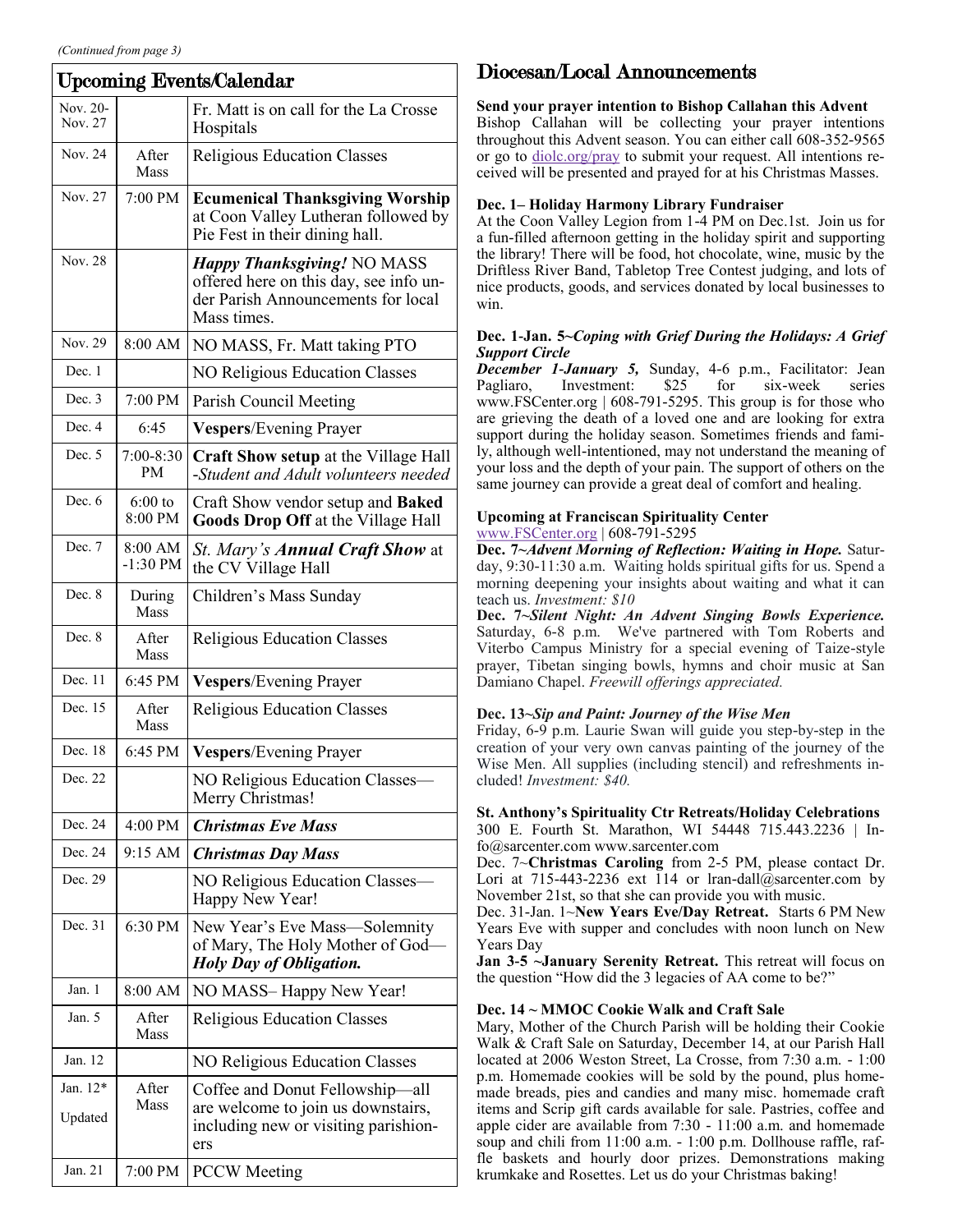*(Continued from page 3)*

## Upcoming Events/Calendar

| | | |
|---|---|---|
| Nov. 20-Nov. 27 | | Fr. Matt is on call for the La Crosse Hospitals |
| Nov. 24 | After Mass | Religious Education Classes |
| Nov. 27 | 7:00 PM | **Ecumenical Thanksgiving Worship** at Coon Valley Lutheran followed by Pie Fest in their dining hall. |
| Nov. 28 | | ***Happy Thanksgiving!*** NO MASS offered here on this day, see info under Parish Announcements for local Mass times. |
| Nov. 29 | 8:00 AM | NO MASS, Fr. Matt taking PTO |
| Dec. 1 | | NO Religious Education Classes |
| Dec. 3 | 7:00 PM | Parish Council Meeting |
| Dec. 4 | 6:45 | **Vespers**/Evening Prayer |
| Dec. 5 | 7:00-8:30 PM | **Craft Show setup** at the Village Hall *-Student and Adult volunteers needed* |
| Dec. 6 | 6:00 to 8:00 PM | Craft Show vendor setup and **Baked Goods Drop Off** at the Village Hall |
| Dec. 7 | 8:00 AM -1:30 PM | *St. Mary's **Annual Craft Show*** at the CV Village Hall |
| Dec. 8 | During Mass | Children's Mass Sunday |
| Dec. 8 | After Mass | Religious Education Classes |
| Dec. 11 | 6:45 PM | **Vespers**/Evening Prayer |
| Dec. 15 | After Mass | Religious Education Classes |
| Dec. 18 | 6:45 PM | **Vespers**/Evening Prayer |
| Dec. 22 | | NO Religious Education Classes—Merry Christmas! |
| Dec. 24 | 4:00 PM | ***Christmas Eve Mass*** |
| Dec. 24 | 9:15 AM | ***Christmas Day Mass*** |
| Dec. 29 | | NO Religious Education Classes—Happy New Year! |
| Dec. 31 | 6:30 PM | New Year's Eve Mass—Solemnity of Mary, The Holy Mother of God—***Holy Day of Obligation.*** |
| Jan. 1 | 8:00 AM | NO MASS– Happy New Year! |
| Jan. 5 | After Mass | Religious Education Classes |
| Jan. 12 | | NO Religious Education Classes |
| Jan. 12* Updated | After Mass | Coffee and Donut Fellowship—all are welcome to join us downstairs, including new or visiting parishioners |
| Jan. 21 | 7:00 PM | PCCW Meeting |

## Diocesan/Local Announcements

**Send your prayer intention to Bishop Callahan this Advent**
Bishop Callahan will be collecting your prayer intentions throughout this Advent season. You can either call 608-352-9565 or go to diolc.org/pray to submit your request. All intentions received will be presented and prayed for at his Christmas Masses.

**Dec. 1– Holiday Harmony Library Fundraiser**
At the Coon Valley Legion from 1-4 PM on Dec.1st. Join us for a fun-filled afternoon getting in the holiday spirit and supporting the library! There will be food, hot chocolate, wine, music by the Driftless River Band, Tabletop Tree Contest judging, and lots of nice products, goods, and services donated by local businesses to win.

**Dec. 1-Jan. 5~*Coping with Grief During the Holidays: A Grief Support Circle***
***December 1-January 5,*** Sunday, 4-6 p.m., Facilitator: Jean Pagliaro, Investment: $25 for six-week series www.FSCenter.org | 608-791-5295. This group is for those who are grieving the death of a loved one and are looking for extra support during the holiday season. Sometimes friends and family, although well-intentioned, may not understand the meaning of your loss and the depth of your pain. The support of others on the same journey can provide a great deal of comfort and healing.

**Upcoming at Franciscan Spirituality Center**
www.FSCenter.org | 608-791-5295
**Dec. 7~*Advent Morning of Reflection: Waiting in Hope.*** Saturday, 9:30-11:30 a.m. Waiting holds spiritual gifts for us. Spend a morning deepening your insights about waiting and what it can teach us. *Investment: $10*
**Dec. 7~*Silent Night: An Advent Singing Bowls Experience.*** Saturday, 6-8 p.m. We've partnered with Tom Roberts and Viterbo Campus Ministry for a special evening of Taize-style prayer, Tibetan singing bowls, hymns and choir music at San Damiano Chapel. *Freewill offerings appreciated.*

**Dec. 13~*Sip and Paint: Journey of the Wise Men***
Friday, 6-9 p.m. Laurie Swan will guide you step-by-step in the creation of your very own canvas painting of the journey of the Wise Men. All supplies (including stencil) and refreshments included! *Investment: $40.*

**St. Anthony's Spirituality Ctr Retreats/Holiday Celebrations**
300 E. Fourth St. Marathon, WI 54448 715.443.2236 | Info@sarcenter.com www.sarcenter.com
Dec. 7~**Christmas Caroling** from 2-5 PM, please contact Dr. Lori at 715-443-2236 ext 114 or lran-dall@sarcenter.com by November 21st, so that she can provide you with music.
Dec. 31-Jan. 1~**New Years Eve/Day Retreat.** Starts 6 PM New Years Eve with supper and concludes with noon lunch on New Years Day
**Jan 3-5 ~January Serenity Retreat.** This retreat will focus on the question "How did the 3 legacies of AA come to be?"

**Dec. 14 ~ MMOC Cookie Walk and Craft Sale**
Mary, Mother of the Church Parish will be holding their Cookie Walk & Craft Sale on Saturday, December 14, at our Parish Hall located at 2006 Weston Street, La Crosse, from 7:30 a.m. - 1:00 p.m. Homemade cookies will be sold by the pound, plus homemade breads, pies and candies and many misc. homemade craft items and Scrip gift cards available for sale. Pastries, coffee and apple cider are available from 7:30 - 11:00 a.m. and homemade soup and chili from 11:00 a.m. - 1:00 p.m. Dollhouse raffle, raffle baskets and hourly door prizes. Demonstrations making krumkake and Rosettes. Let us do your Christmas baking!